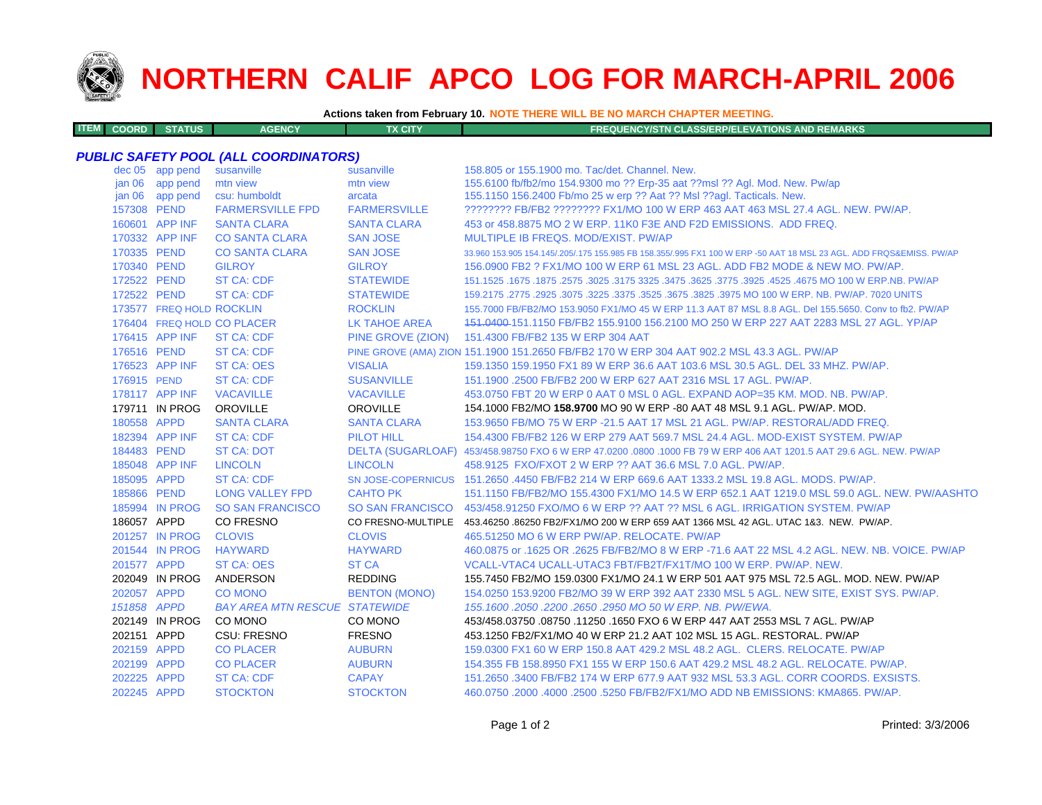# NORTHERN CALIF APCO LOG FOR MARCH-APRIL 2006

**Actions taken from February 10. NOTE THERE WILL BE NO MARCH CHAPTER MEETING.**

| ITEM | COORD | STATUS | AGENCY | TX CITY | FREQUENCY/STN CLASS/ERP/ELEVATIONS AND REMARKS |
|---|---|---|---|---|---|

## *PUBLIC SAFETY POOL (ALL COORDINATORS)*

| ITEM COORD | STATUS | AGENCY | TX CITY | FREQUENCY/STN CLASS/ERP/ELEVATIONS AND REMARKS |
|---|---|---|---|---|
| dec 05 | app pend | susanville | susanville | 158.805 or 155.1900 mo. Tac/det. Channel. New. |
| jan 06 | app pend | mtn view | mtn view | 155.6100 fb/fb2/mo 154.9300 mo ?? Erp-35 aat ??msl ?? Agl. Mod. New. Pw/ap |
| jan 06 | app pend | csu: humboldt | arcata | 155.1150 156.2400 Fb/mo 25 w erp ?? Aat ?? Msl ??agl. Tacticals. New. |
| 157308 | PEND | FARMERSVILLE FPD | FARMERSVILLE | ???????? FB/FB2 ???????? FX1/MO 100 W ERP 463 AAT 463 MSL 27.4 AGL. NEW. PW/AP. |
| 160601 | APP INF | SANTA CLARA | SANTA CLARA | 453 or 458.8875 MO 2 W ERP. 11K0 F3E AND F2D EMISSIONS. ADD FREQ. |
| 170332 | APP INF | CO SANTA CLARA | SAN JOSE | MULTIPLE IB FREQS. MOD/EXIST. PW/AP |
| 170335 | PEND | CO SANTA CLARA | SAN JOSE | 33.960 153.905 154.145/.205/.175 155.985 FB 158.355/.995 FX1 100 W ERP -50 AAT 18 MSL 23 AGL. ADD FRQS&EMISS. PW/AP |
| 170340 | PEND | GILROY | GILROY | 156.0900 FB2 ? FX1/MO 100 W ERP 61 MSL 23 AGL. ADD FB2 MODE & NEW MO. PW/AP. |
| 172522 | PEND | ST CA: CDF | STATEWIDE | 151.1525 .1675 .1875 .2575 .3025 .3175 3325 .3475 .3625 .3775 .3925 .4525 .4675 MO 100 W ERP.NB. PW/AP |
| 172522 | PEND | ST CA: CDF | STATEWIDE | 159.2175 .2775 .2925 .3075 .3225 .3375 .3525 .3675 .3825 .3975 MO 100 W ERP. NB. PW/AP. 7020 UNITS |
| 173577 | FREQ HOLD | ROCKLIN | ROCKLIN | 155.7000 FB/FB2/MO 153.9050 FX1/MO 45 W ERP 11.3 AAT 87 MSL 8.8 AGL. Del 155.5650. Conv to fb2. PW/AP |
| 176404 | FREQ HOLD | CO PLACER | LK TAHOE AREA | ~~151.0400~~ 151.1150 FB/FB2 155.9100 156.2100 MO 250 W ERP 227 AAT 2283 MSL 27 AGL. YP/AP |
| 176415 | APP INF | ST CA: CDF | PINE GROVE (ZION) | 151.4300 FB/FB2 135 W ERP 304 AAT |
| 176516 | PEND | ST CA: CDF | PINE GROVE (AMA) ZION | 151.1900 151.2650 FB/FB2 170 W ERP 304 AAT 902.2 MSL 43.3 AGL. PW/AP |
| 176523 | APP INF | ST CA: OES | VISALIA | 159.1350 159.1950 FX1 89 W ERP 36.6 AAT 103.6 MSL 30.5 AGL. DEL 33 MHZ. PW/AP. |
| 176915 | PEND | ST CA: CDF | SUSANVILLE | 151.1900 .2500 FB/FB2 200 W ERP 627 AAT 2316 MSL 17 AGL. PW/AP. |
| 178117 | APP INF | VACAVILLE | VACAVILLE | 453.0750 FBT 20 W ERP 0 AAT 0 MSL 0 AGL. EXPAND AOP=35 KM. MOD. NB. PW/AP. |
| 179711 | IN PROG | OROVILLE | OROVILLE | 154.1000 FB2/MO **158.9700** MO 90 W ERP -80 AAT 48 MSL 9.1 AGL. PW/AP. MOD. |
| 180558 | APPD | SANTA CLARA | SANTA CLARA | 153.9650 FB/MO 75 W ERP -21.5 AAT 17 MSL 21 AGL. PW/AP. RESTORAL/ADD FREQ. |
| 182394 | APP INF | ST CA: CDF | PILOT HILL | 154.4300 FB/FB2 126 W ERP 279 AAT 569.7 MSL 24.4 AGL. MOD-EXIST SYSTEM. PW/AP |
| 184483 | PEND | ST CA: DOT | DELTA (SUGARLOAF) | 453/458.98750 FXO 6 W ERP 47.0200 .0800 .1000 FB 79 W ERP 406 AAT 1201.5 AAT 29.6 AGL. NEW. PW/AP |
| 185048 | APP INF | LINCOLN | LINCOLN | 458.9125 FXO/FXOT 2 W ERP ?? AAT 36.6 MSL 7.0 AGL. PW/AP. |
| 185095 | APPD | ST CA: CDF | SN JOSE-COPERNICUS | 151.2650 .4450 FB/FB2 214 W ERP 669.6 AAT 1333.2 MSL 19.8 AGL. MODS. PW/AP. |
| 185866 | PEND | LONG VALLEY FPD | CAHTO PK | 151.1150 FB/FB2/MO 155.4300 FX1/MO 14.5 W ERP 652.1 AAT 1219.0 MSL 59.0 AGL. NEW. PW/AASHTO |
| 185994 | IN PROG | SO SAN FRANCISCO | SO SAN FRANCISCO | 453/458.91250 FXO/MO 6 W ERP ?? AAT ?? MSL 6 AGL. IRRIGATION SYSTEM. PW/AP |
| 186057 | APPD | CO FRESNO | CO FRESNO-MULTIPLE | 453.46250 .86250 FB2/FX1/MO 200 W ERP 659 AAT 1366 MSL 42 AGL. UTAC 1&3. NEW. PW/AP. |
| 201257 | IN PROG | CLOVIS | CLOVIS | 465.51250 MO 6 W ERP PW/AP. RELOCATE. PW/AP |
| 201544 | IN PROG | HAYWARD | HAYWARD | 460.0875 or .1625 OR .2625 FB/FB2/MO 8 W ERP -71.6 AAT 22 MSL 4.2 AGL. NEW. NB. VOICE. PW/AP |
| 201577 | APPD | ST CA: OES | ST CA | VCALL-VTAC4 UCALL-UTAC3 FBT/FB2T/FX1T/MO 100 W ERP. PW/AP. NEW. |
| 202049 | IN PROG | ANDERSON | REDDING | 155.7450 FB2/MO 159.0300 FX1/MO 24.1 W ERP 501 AAT 975 MSL 72.5 AGL. MOD. NEW. PW/AP |
| 202057 | APPD | CO MONO | BENTON (MONO) | 154.0250 153.9200 FB2/MO 39 W ERP 392 AAT 2330 MSL 5 AGL. NEW SITE, EXIST SYS. PW/AP. |
| *151858* | *APPD* | *BAY AREA MTN RESCUE* | *STATEWIDE* | *155.1600 .2050 .2200 .2650 .2950 MO 50 W ERP. NB. PW/EWA.* |
| 202149 | IN PROG | CO MONO | CO MONO | 453/458.03750 .08750 .11250 .1650 FXO 6 W ERP 447 AAT 2553 MSL 7 AGL. PW/AP |
| 202151 | APPD | CSU: FRESNO | FRESNO | 453.1250 FB2/FX1/MO 40 W ERP 21.2 AAT 102 MSL 15 AGL. RESTORAL. PW/AP |
| 202159 | APPD | CO PLACER | AUBURN | 159.0300 FX1 60 W ERP 150.8 AAT 429.2 MSL 48.2 AGL. CLERS. RELOCATE. PW/AP |
| 202199 | APPD | CO PLACER | AUBURN | 154.355 FB 158.8950 FX1 155 W ERP 150.6 AAT 429.2 MSL 48.2 AGL. RELOCATE. PW/AP. |
| 202225 | APPD | ST CA: CDF | CAPAY | 151.2650 .3400 FB/FB2 174 W ERP 677.9 AAT 932 MSL 53.3 AGL. CORR COORDS. EXSISTS. |
| 202245 | APPD | STOCKTON | STOCKTON | 460.0750 .2000 .4000 .2500 .5250 FB/FB2/FX1/MO ADD NB EMISSIONS: KMA865. PW/AP. |

Printed: 3/3/2006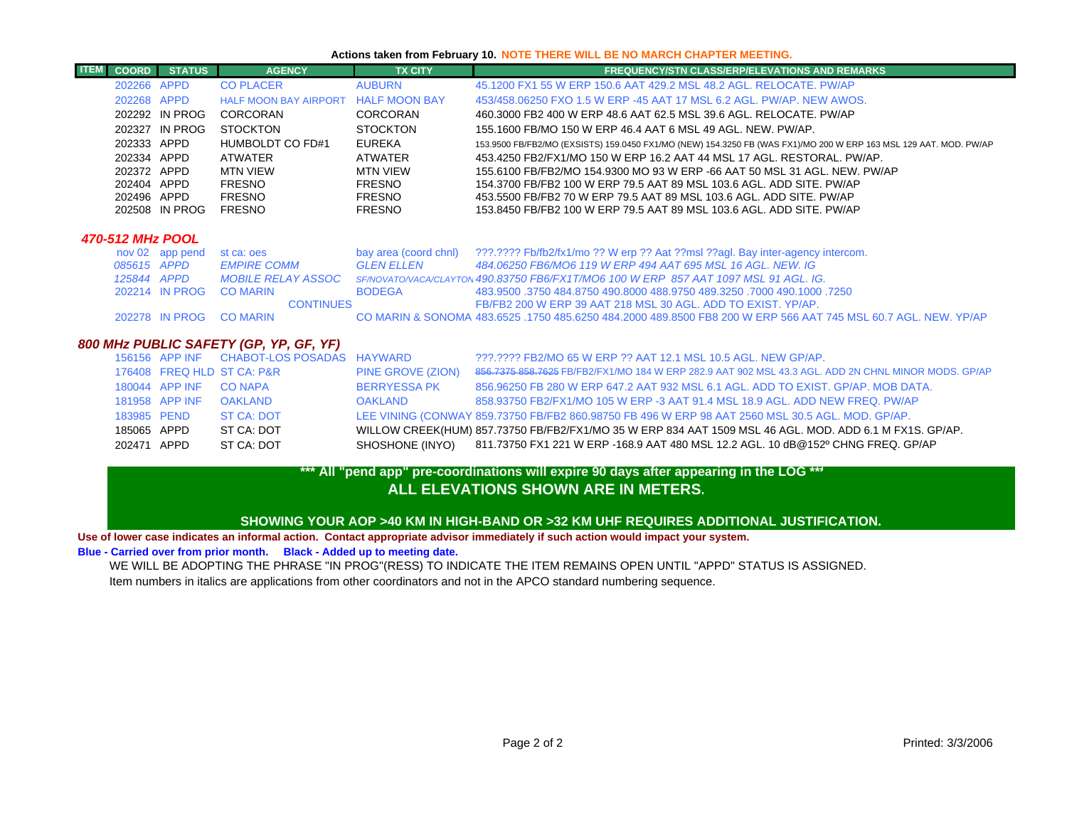**Actions taken from February 10. NOTE THERE WILL BE NO MARCH CHAPTER MEETING.**

| ITEM | COORD | STATUS | AGENCY | TX CITY | FREQUENCY/STN CLASS/ERP/ELEVATIONS AND REMARKS |
|---|---|---|---|---|---|
| | 202266 | APPD | CO PLACER | AUBURN | 45.1200 FX1 55 W ERP 150.6 AAT 429.2 MSL 48.2 AGL. RELOCATE. PW/AP |
| | 202268 | APPD | HALF MOON BAY AIRPORT | HALF MOON BAY | 453/458.06250 FXO 1.5 W ERP -45 AAT 17 MSL 6.2 AGL. PW/AP. NEW AWOS. |
| | 202292 | IN PROG | CORCORAN | CORCORAN | 460.3000 FB2 400 W ERP 48.6 AAT 62.5 MSL 39.6 AGL. RELOCATE. PW/AP |
| | 202327 | IN PROG | STOCKTON | STOCKTON | 155.1600 FB/MO 150 W ERP 46.4 AAT 6 MSL 49 AGL. NEW. PW/AP. |
| | 202333 | APPD | HUMBOLDT CO FD#1 | EUREKA | 153.9500 FB/FB2/MO (EXSISTS) 159.0450 FX1/MO (NEW) 154.3250 FB (WAS FX1)/MO 200 W ERP 163 MSL 129 AAT. MOD. PW/AP |
| | 202334 | APPD | ATWATER | ATWATER | 453.4250 FB2/FX1/MO 150 W ERP 16.2 AAT 44 MSL 17 AGL. RESTORAL. PW/AP. |
| | 202372 | APPD | MTN VIEW | MTN VIEW | 155.6100 FB/FB2/MO 154.9300 MO 93 W ERP -66 AAT 50 MSL 31 AGL. NEW. PW/AP |
| | 202404 | APPD | FRESNO | FRESNO | 154.3700 FB/FB2 100 W ERP 79.5 AAT 89 MSL 103.6 AGL. ADD SITE. PW/AP |
| | 202496 | APPD | FRESNO | FRESNO | 453.5500 FB/FB2 70 W ERP 79.5 AAT 89 MSL 103.6 AGL. ADD SITE. PW/AP |
| | 202508 | IN PROG | FRESNO | FRESNO | 153.8450 FB/FB2 100 W ERP 79.5 AAT 89 MSL 103.6 AGL. ADD SITE. PW/AP |

### *470-512 MHz POOL*

| | | | | |
|---|---|---|---|---|
| nov 02 | app pend | st ca: oes | bay area (coord chnl) | ???.???? Fb/fb2/fx1/mo ?? W erp ?? Aat ??msl ??agl. Bay inter-agency intercom. |
| *085615* | *APPD* | *EMPIRE COMM* | *GLEN ELLEN* | *484.06250 FB6/MO6 119 W ERP 494 AAT 695 MSL 16 AGL. NEW. IG* |
| *125844* | *APPD* | *MOBILE RELAY ASSOC* | *SF/NOVATO/VACA/CLAYTON* | *490.83750 FB6/FX1T/MO6 100 W ERP 857 AAT 1097 MSL 91 AGL. IG.* |
| 202214 | IN PROG | CO MARIN | BODEGA | 483.9500 .3750 484.8750 490.8000 488.9750 489.3250 .7000 490.1000 .7250 |
| | | CONTINUES | | FB/FB2 200 W ERP 39 AAT 218 MSL 30 AGL. ADD TO EXIST. YP/AP. |
| 202278 | IN PROG | CO MARIN | CO MARIN & SONOMA | 483.6525 .1750 485.6250 484.2000 489.8500 FB8 200 W ERP 566 AAT 745 MSL 60.7 AGL. NEW. YP/AP |

### *800 MHz PUBLIC SAFETY (GP, YP, GF, YF)*

| | | | | |
|---|---|---|---|---|
| 156156 | APP INF | CHABOT-LOS POSADAS | HAYWARD | ???.???? FB2/MO 65 W ERP ?? AAT 12.1 MSL 10.5 AGL. NEW GP/AP. |
| 176408 | FREQ HLD | ST CA: P&R | PINE GROVE (ZION) | ~~856.7375 858.7625~~ FB/FB2/FX1/MO 184 W ERP 282.9 AAT 902 MSL 43.3 AGL. ADD 2N CHNL MINOR MODS. GP/AP |
| 180044 | APP INF | CO NAPA | BERRYESSA PK | 856.96250 FB 280 W ERP 647.2 AAT 932 MSL 6.1 AGL. ADD TO EXIST. GP/AP. MOB DATA. |
| 181958 | APP INF | OAKLAND | OAKLAND | 858.93750 FB2/FX1/MO 105 W ERP -3 AAT 91.4 MSL 18.9 AGL. ADD NEW FREQ. PW/AP |
| 183985 | PEND | ST CA: DOT | LEE VINING (CONWAY | 859.73750 FB/FB2 860.98750 FB 496 W ERP 98 AAT 2560 MSL 30.5 AGL. MOD. GP/AP. |
| 185065 | APPD | ST CA: DOT | WILLOW CREEK(HUM) | 857.73750 FB/FB2/FX1/MO 35 W ERP 834 AAT 1509 MSL 46 AGL. MOD. ADD 6.1 M FX1S. GP/AP. |
| 202471 | APPD | ST CA: DOT | SHOSHONE (INYO) | 811.73750 FX1 221 W ERP -168.9 AAT 480 MSL 12.2 AGL. 10 dB@152º CHNG FREQ. GP/AP |

**\*\*\* All "pend app" pre-coordinations will expire 90 days after appearing in the LOG \*\*\***

**ALL ELEVATIONS SHOWN ARE IN METERS.**

**SHOWING YOUR AOP >40 KM IN HIGH-BAND OR >32 KM UHF REQUIRES ADDITIONAL JUSTIFICATION.**

**Use of lower case indicates an informal action. Contact appropriate advisor immediately if such action would impact your system.**

**Blue - Carried over from prior month. Black - Added up to meeting date.**

WE WILL BE ADOPTING THE PHRASE "IN PROG"(RESS) TO INDICATE THE ITEM REMAINS OPEN UNTIL "APPD" STATUS IS ASSIGNED.

Item numbers in italics are applications from other coordinators and not in the APCO standard numbering sequence.